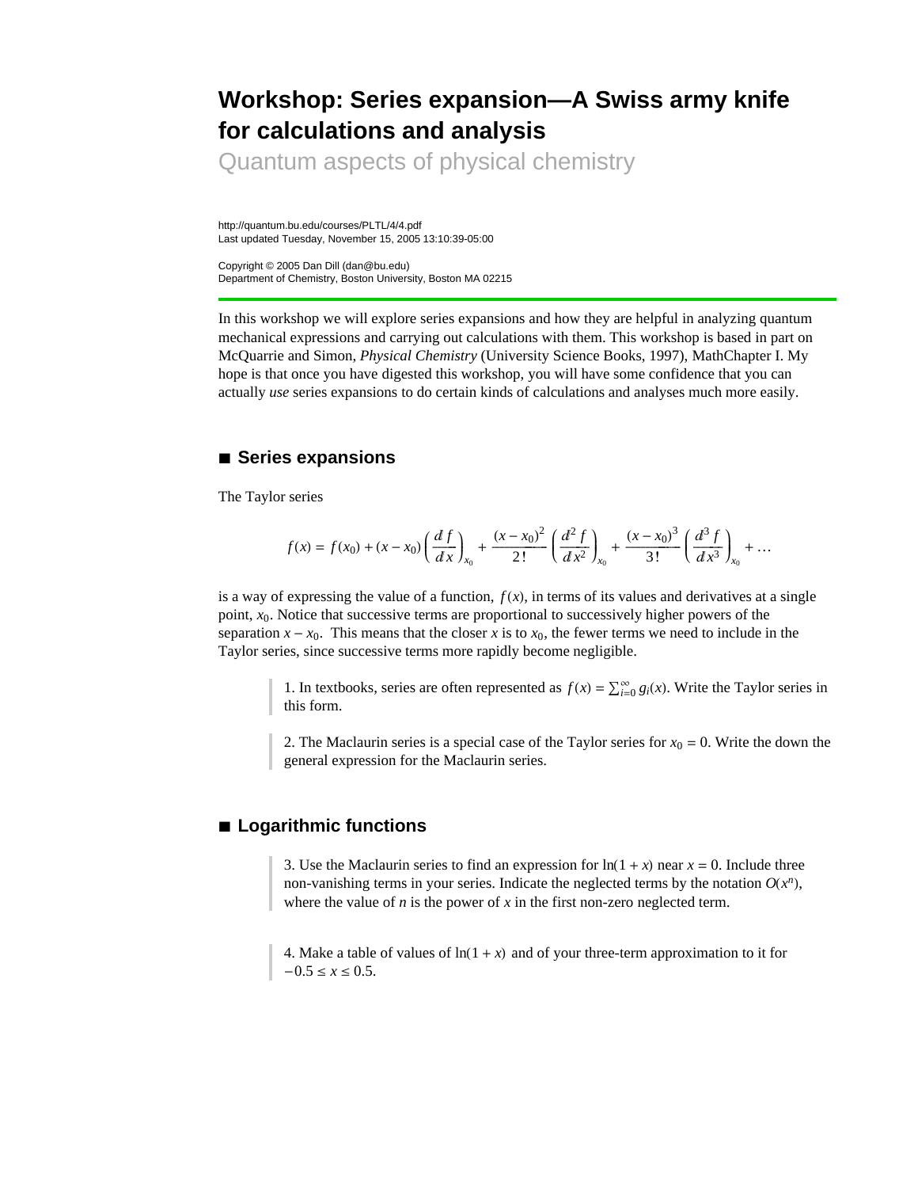# Workshop: Series expansion—A Swiss army knife for calculations and analysis

## Quantum aspects of physical chemistry

http://quantum.bu.edu/courses/PLTL/4/4.pdf
Last updated Tuesday, November 15, 2005 13:10:39-05:00

Copyright © 2005 Dan Dill (dan@bu.edu)
Department of Chemistry, Boston University, Boston MA 02215

In this workshop we will explore series expansions and how they are helpful in analyzing quantum mechanical expressions and carrying out calculations with them. This workshop is based in part on McQuarrie and Simon, *Physical Chemistry* (University Science Books, 1997), MathChapter I. My hope is that once you have digested this workshop, you will have some confidence that you can actually *use* series expansions to do certain kinds of calculations and analyses much more easily.

## ■ Series expansions

The Taylor series

$$f(x) = f(x_0) + (x - x_0)\left(\frac{df}{dx}\right)_{x_0} + \frac{(x - x_0)^2}{2!}\left(\frac{d^2 f}{dx^2}\right)_{x_0} + \frac{(x - x_0)^3}{3!}\left(\frac{d^3 f}{dx^3}\right)_{x_0} + \ldots$$

is a way of expressing the value of a function, $f(x)$, in terms of its values and derivatives at a single point, $x_0$. Notice that successive terms are proportional to successively higher powers of the separation $x - x_0$. This means that the closer $x$ is to $x_0$, the fewer terms we need to include in the Taylor series, since successive terms more rapidly become negligible.

> 1. In textbooks, series are often represented as $f(x) = \sum_{i=0}^{\infty} g_i(x)$. Write the Taylor series in this form.

> 2. The Maclaurin series is a special case of the Taylor series for $x_0 = 0$. Write the down the general expression for the Maclaurin series.

## ■ Logarithmic functions

> 3. Use the Maclaurin series to find an expression for $\ln(1 + x)$ near $x = 0$. Include three non-vanishing terms in your series. Indicate the neglected terms by the notation $O(x^n)$, where the value of $n$ is the power of $x$ in the first non-zero neglected term.

> 4. Make a table of values of $\ln(1 + x)$ and of your three-term approximation to it for $-0.5 \le x \le 0.5$.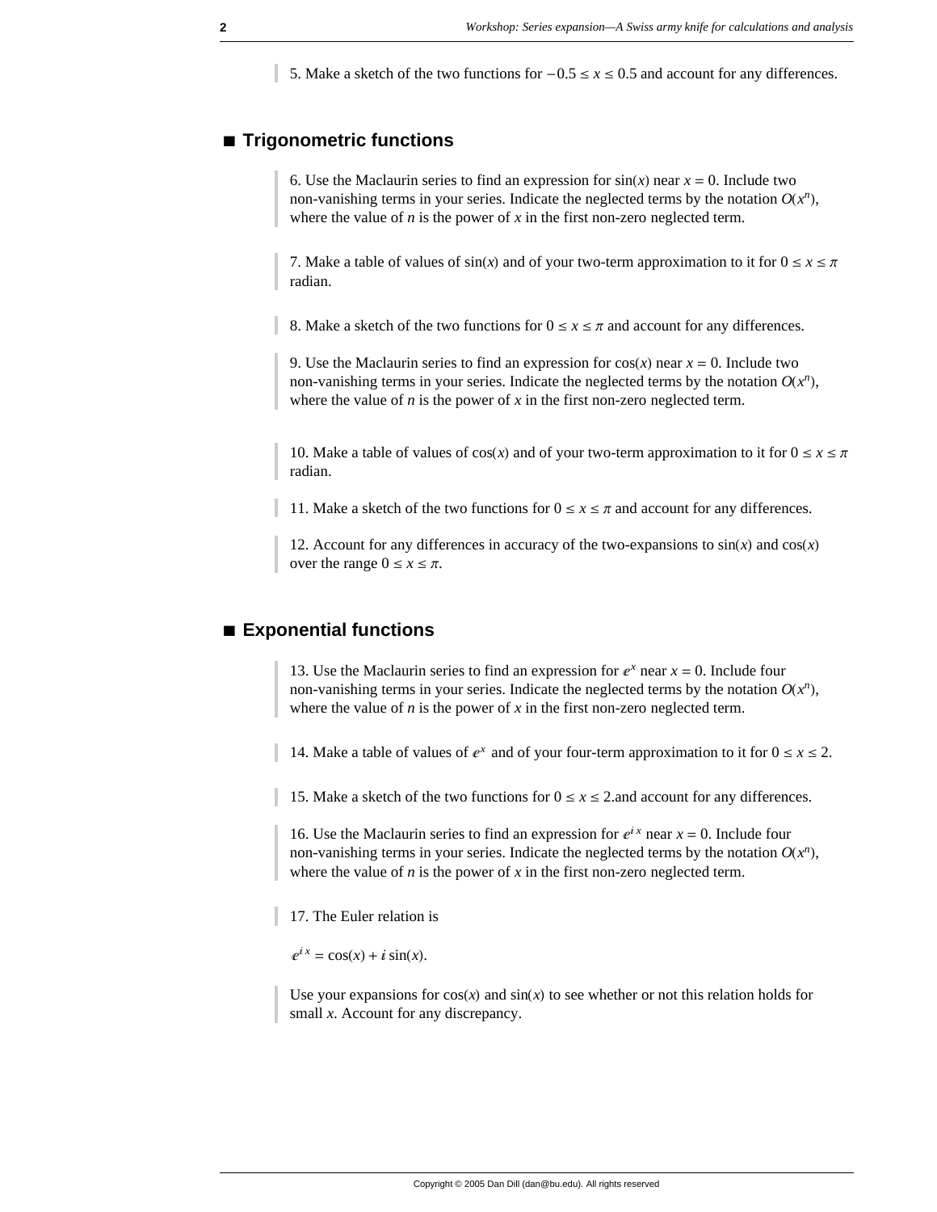5. Make a sketch of the two functions for $-0.5 \leq x \leq 0.5$ and account for any differences.

## Trigonometric functions

6. Use the Maclaurin series to find an expression for $\sin(x)$ near $x = 0$. Include two non-vanishing terms in your series. Indicate the neglected terms by the notation $O(x^n)$, where the value of $n$ is the power of $x$ in the first non-zero neglected term.

7. Make a table of values of $\sin(x)$ and of your two-term approximation to it for $0 \leq x \leq \pi$ radian.

8. Make a sketch of the two functions for $0 \leq x \leq \pi$ and account for any differences.

9. Use the Maclaurin series to find an expression for $\cos(x)$ near $x = 0$. Include two non-vanishing terms in your series. Indicate the neglected terms by the notation $O(x^n)$, where the value of $n$ is the power of $x$ in the first non-zero neglected term.

10. Make a table of values of $\cos(x)$ and of your two-term approximation to it for $0 \leq x \leq \pi$ radian.

11. Make a sketch of the two functions for $0 \leq x \leq \pi$ and account for any differences.

12. Account for any differences in accuracy of the two-expansions to $\sin(x)$ and $\cos(x)$ over the range $0 \leq x \leq \pi$.

## Exponential functions

13. Use the Maclaurin series to find an expression for $e^x$ near $x = 0$. Include four non-vanishing terms in your series. Indicate the neglected terms by the notation $O(x^n)$, where the value of $n$ is the power of $x$ in the first non-zero neglected term.

14. Make a table of values of $e^x$ and of your four-term approximation to it for $0 \leq x \leq 2$.

15. Make a sketch of the two functions for $0 \leq x \leq 2$.and account for any differences.

16. Use the Maclaurin series to find an expression for $e^{ix}$ near $x = 0$. Include four non-vanishing terms in your series. Indicate the neglected terms by the notation $O(x^n)$, where the value of $n$ is the power of $x$ in the first non-zero neglected term.

17. The Euler relation is

$$e^{ix} = \cos(x) + i \sin(x).$$

Use your expansions for $\cos(x)$ and $\sin(x)$ to see whether or not this relation holds for small $x$. Account for any discrepancy.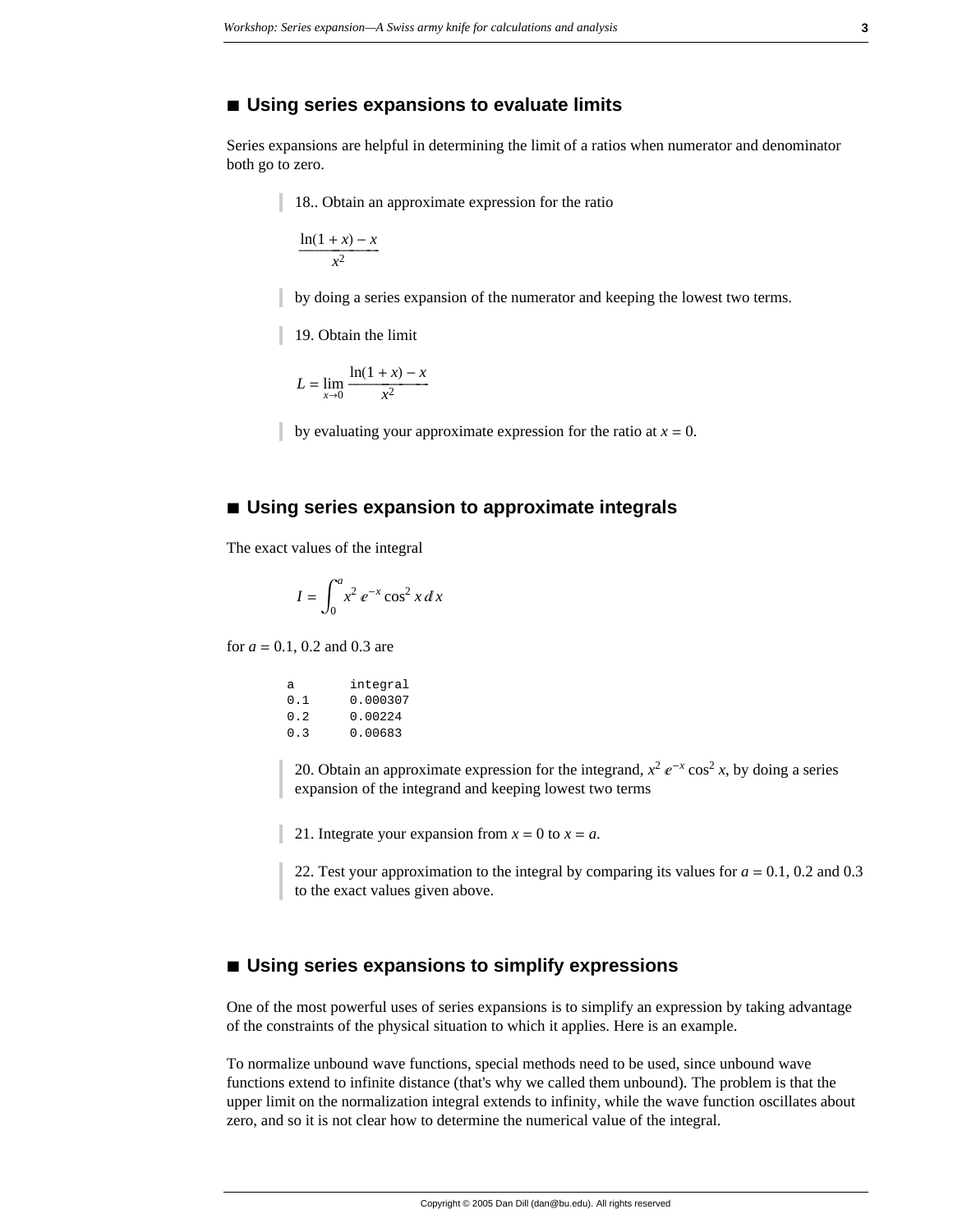## ■ Using series expansions to evaluate limits

Series expansions are helpful in determining the limit of a ratios when numerator and denominator both go to zero.

> 18.. Obtain an approximate expression for the ratio
>
> $$\frac{\ln(1+x)-x}{x^2}$$
>
> by doing a series expansion of the numerator and keeping the lowest two terms.
>
> 19. Obtain the limit
>
> $$L = \lim_{x \to 0} \frac{\ln(1+x)-x}{x^2}$$
>
> by evaluating your approximate expression for the ratio at $x = 0$.

## ■ Using series expansion to approximate integrals

The exact values of the integral

$$I = \int_0^a x^2\, e^{-x} \cos^2 x\, dx$$

for $a = 0.1$, 0.2 and 0.3 are

```
a       integral
0.1     0.000307
0.2     0.00224
0.3     0.00683
```

> 20. Obtain an approximate expression for the integrand, $x^2\, e^{-x} \cos^2 x$, by doing a series expansion of the integrand and keeping lowest two terms
>
> 21. Integrate your expansion from $x = 0$ to $x = a$.
>
> 22. Test your approximation to the integral by comparing its values for $a = 0.1$, 0.2 and 0.3 to the exact values given above.

## ■ Using series expansions to simplify expressions

One of the most powerful uses of series expansions is to simplify an expression by taking advantage of the constraints of the physical situation to which it applies. Here is an example.

To normalize unbound wave functions, special methods need to be used, since unbound wave functions extend to infinite distance (that's why we called them unbound). The problem is that the upper limit on the normalization integral extends to infinity, while the wave function oscillates about zero, and so it is not clear how to determine the numerical value of the integral.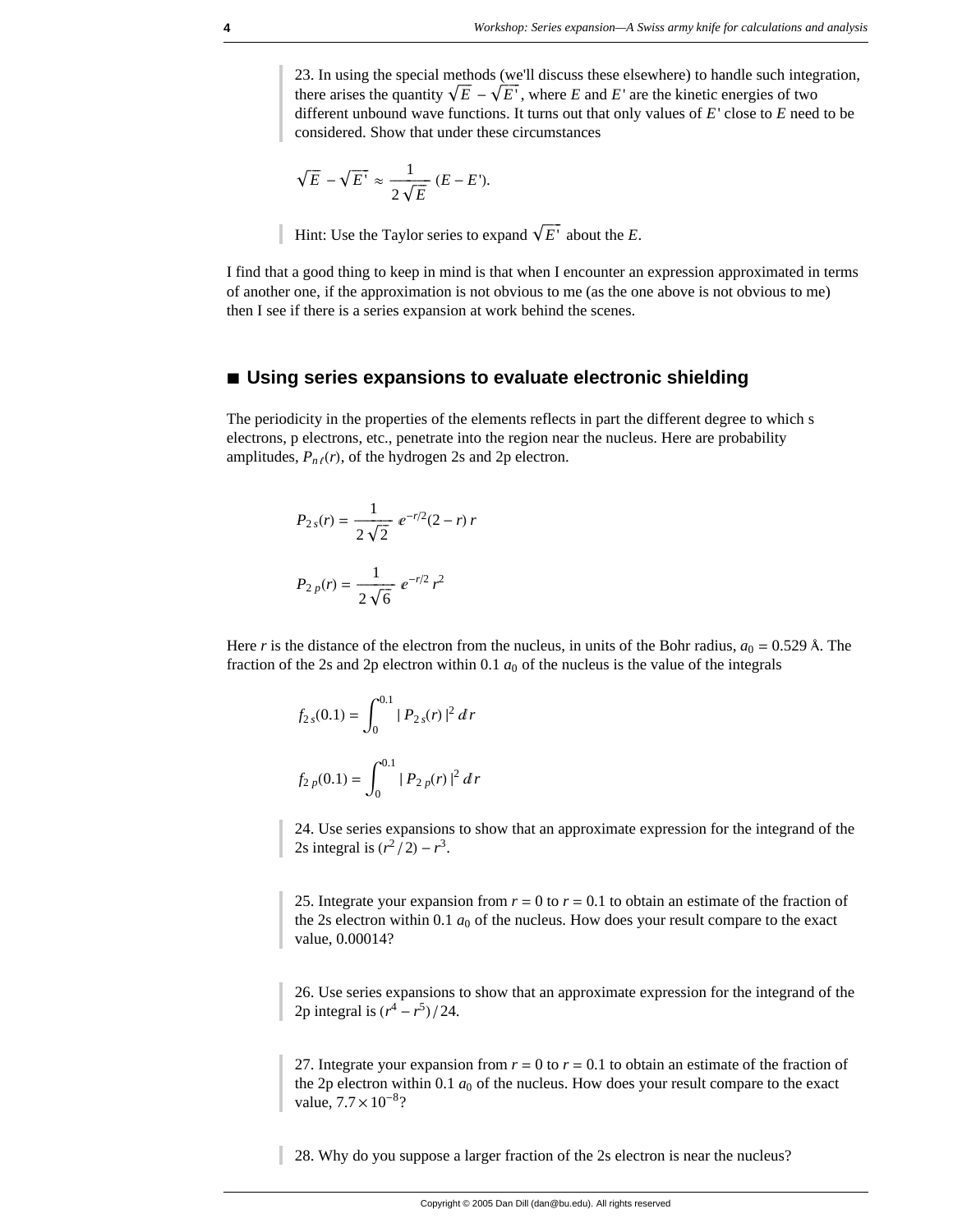23. In using the special methods (we'll discuss these elsewhere) to handle such integration, there arises the quantity $\sqrt{E} - \sqrt{E'}$, where $E$ and $E'$ are the kinetic energies of two different unbound wave functions. It turns out that only values of $E'$ close to $E$ need to be considered. Show that under these circumstances

$$\sqrt{E} - \sqrt{E'} \approx \frac{1}{2\sqrt{E}}\,(E - E').$$

Hint: Use the Taylor series to expand $\sqrt{E'}$ about the $E$.

I find that a good thing to keep in mind is that when I encounter an expression approximated in terms of another one, if the approximation is not obvious to me (as the one above is not obvious to me) then I see if there is a series expansion at work behind the scenes.

## ■ Using series expansions to evaluate electronic shielding

The periodicity in the properties of the elements reflects in part the different degree to which s electrons, p electrons, etc., penetrate into the region near the nucleus. Here are probability amplitudes, $P_{n\ell}(r)$, of the hydrogen 2s and 2p electron.

$$P_{2s}(r) = \frac{1}{2\sqrt{2}}\, e^{-r/2}(2 - r)\, r$$

$$P_{2p}(r) = \frac{1}{2\sqrt{6}}\, e^{-r/2}\, r^2$$

Here $r$ is the distance of the electron from the nucleus, in units of the Bohr radius, $a_0 = 0.529$ Å. The fraction of the 2s and 2p electron within 0.1 $a_0$ of the nucleus is the value of the integrals

$$f_{2s}(0.1) = \int_0^{0.1} |\, P_{2s}(r)\,|^2\, dr$$

$$f_{2p}(0.1) = \int_0^{0.1} |\, P_{2p}(r)\,|^2\, dr$$

24. Use series expansions to show that an approximate expression for the integrand of the 2s integral is $(r^2/2) - r^3$.

25. Integrate your expansion from $r = 0$ to $r = 0.1$ to obtain an estimate of the fraction of the 2s electron within 0.1 $a_0$ of the nucleus. How does your result compare to the exact value, 0.00014?

26. Use series expansions to show that an approximate expression for the integrand of the 2p integral is $(r^4 - r^5)/24$.

27. Integrate your expansion from $r = 0$ to $r = 0.1$ to obtain an estimate of the fraction of the 2p electron within 0.1 $a_0$ of the nucleus. How does your result compare to the exact value, $7.7 \times 10^{-8}$?

28. Why do you suppose a larger fraction of the 2s electron is near the nucleus?